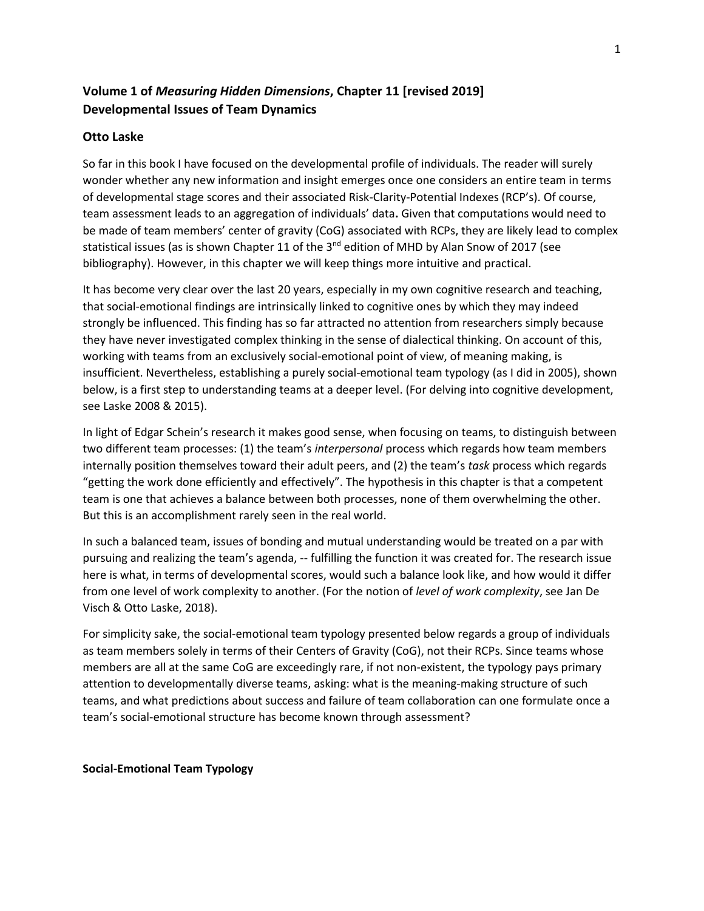**Volume 1 of *Measuring Hidden Dimensions*, Chapter 11 [revised 2019]**
**Developmental Issues of Team Dynamics**

### Otto Laske

So far in this book I have focused on the developmental profile of individuals. The reader will surely wonder whether any new information and insight emerges once one considers an entire team in terms of developmental stage scores and their associated Risk-Clarity-Potential Indexes (RCP's). Of course, team assessment leads to an aggregation of individuals' data**.** Given that computations would need to be made of team members' center of gravity (CoG) associated with RCPs, they are likely lead to complex statistical issues (as is shown Chapter 11 of the 3rd edition of MHD by Alan Snow of 2017 (see bibliography). However, in this chapter we will keep things more intuitive and practical.

It has become very clear over the last 20 years, especially in my own cognitive research and teaching, that social-emotional findings are intrinsically linked to cognitive ones by which they may indeed strongly be influenced. This finding has so far attracted no attention from researchers simply because they have never investigated complex thinking in the sense of dialectical thinking. On account of this, working with teams from an exclusively social-emotional point of view, of meaning making, is insufficient. Nevertheless, establishing a purely social-emotional team typology (as I did in 2005), shown below, is a first step to understanding teams at a deeper level. (For delving into cognitive development, see Laske 2008 & 2015).

In light of Edgar Schein's research it makes good sense, when focusing on teams, to distinguish between two different team processes: (1) the team's *interpersonal* process which regards how team members internally position themselves toward their adult peers, and (2) the team's *task* process which regards "getting the work done efficiently and effectively". The hypothesis in this chapter is that a competent team is one that achieves a balance between both processes, none of them overwhelming the other. But this is an accomplishment rarely seen in the real world.

In such a balanced team, issues of bonding and mutual understanding would be treated on a par with pursuing and realizing the team's agenda, -- fulfilling the function it was created for. The research issue here is what, in terms of developmental scores, would such a balance look like, and how would it differ from one level of work complexity to another. (For the notion of *level of work complexity*, see Jan De Visch & Otto Laske, 2018).

For simplicity sake, the social-emotional team typology presented below regards a group of individuals as team members solely in terms of their Centers of Gravity (CoG), not their RCPs. Since teams whose members are all at the same CoG are exceedingly rare, if not non-existent, the typology pays primary attention to developmentally diverse teams, asking: what is the meaning-making structure of such teams, and what predictions about success and failure of team collaboration can one formulate once a team's social-emotional structure has become known through assessment?

**Social-Emotional Team Typology**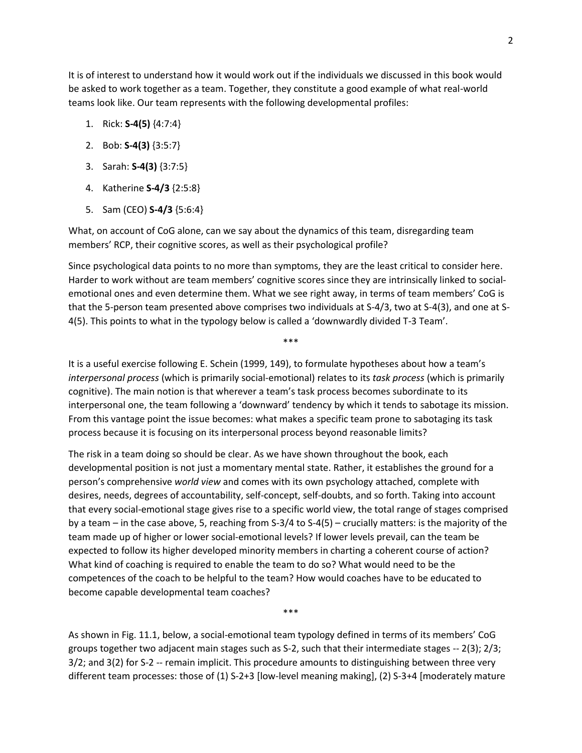It is of interest to understand how it would work out if the individuals we discussed in this book would be asked to work together as a team. Together, they constitute a good example of what real-world teams look like. Our team represents with the following developmental profiles:

1. Rick: **S-4(5)** {4:7:4}
2. Bob: **S-4(3)** {3:5:7}
3. Sarah: **S-4(3)** {3:7:5}
4. Katherine **S-4/3** {2:5:8}
5. Sam (CEO) **S-4/3** {5:6:4}

What, on account of CoG alone, can we say about the dynamics of this team, disregarding team members' RCP, their cognitive scores, as well as their psychological profile?

Since psychological data points to no more than symptoms, they are the least critical to consider here. Harder to work without are team members' cognitive scores since they are intrinsically linked to social-emotional ones and even determine them. What we see right away, in terms of team members' CoG is that the 5-person team presented above comprises two individuals at S-4/3, two at S-4(3), and one at S-4(5). This points to what in the typology below is called a 'downwardly divided T-3 Team'.

\*\*\*

It is a useful exercise following E. Schein (1999, 149), to formulate hypotheses about how a team's *interpersonal process* (which is primarily social-emotional) relates to its *task process* (which is primarily cognitive). The main notion is that wherever a team's task process becomes subordinate to its interpersonal one, the team following a 'downward' tendency by which it tends to sabotage its mission. From this vantage point the issue becomes: what makes a specific team prone to sabotaging its task process because it is focusing on its interpersonal process beyond reasonable limits?

The risk in a team doing so should be clear. As we have shown throughout the book, each developmental position is not just a momentary mental state. Rather, it establishes the ground for a person's comprehensive *world view* and comes with its own psychology attached, complete with desires, needs, degrees of accountability, self-concept, self-doubts, and so forth. Taking into account that every social-emotional stage gives rise to a specific world view, the total range of stages comprised by a team – in the case above, 5, reaching from S-3/4 to S-4(5) – crucially matters: is the majority of the team made up of higher or lower social-emotional levels? If lower levels prevail, can the team be expected to follow its higher developed minority members in charting a coherent course of action? What kind of coaching is required to enable the team to do so? What would need to be the competences of the coach to be helpful to the team? How would coaches have to be educated to become capable developmental team coaches?

\*\*\*

As shown in Fig. 11.1, below, a social-emotional team typology defined in terms of its members' CoG groups together two adjacent main stages such as S-2, such that their intermediate stages -- 2(3); 2/3; 3/2; and 3(2) for S-2 -- remain implicit. This procedure amounts to distinguishing between three very different team processes: those of (1) S-2+3 [low-level meaning making], (2) S-3+4 [moderately mature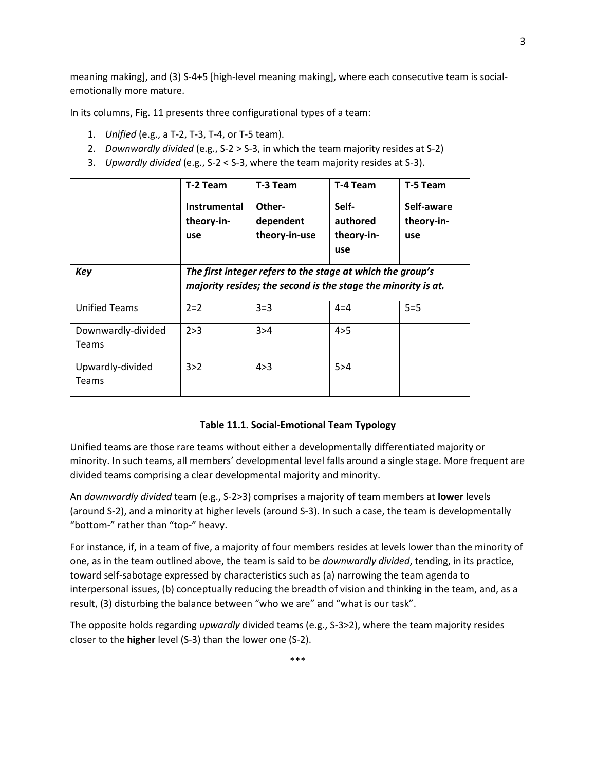meaning making], and (3) S-4+5 [high-level meaning making], where each consecutive team is social-emotionally more mature.

In its columns, Fig. 11 presents three configurational types of a team:

1. *Unified* (e.g., a T-2, T-3, T-4, or T-5 team).
2. *Downwardly divided* (e.g., S-2 > S-3, in which the team majority resides at S-2)
3. *Upwardly divided* (e.g., S-2 < S-3, where the team majority resides at S-3).

| | **T-2 Team**<br><br>**Instrumental theory-in-use** | **T-3 Team**<br><br>**Other-dependent theory-in-use** | **T-4 Team**<br><br>**Self-authored theory-in-use** | **T-5 Team**<br><br>**Self-aware theory-in-use** |
|---|---|---|---|---|
| ***Key*** | ***The first integer refers to the stage at which the group's majority resides; the second is the stage the minority is at.*** | | | |
| Unified Teams | 2=2 | 3=3 | 4=4 | 5=5 |
| Downwardly-divided Teams | 2>3 | 3>4 | 4>5 | |
| Upwardly-divided Teams | 3>2 | 4>3 | 5>4 | |

**Table 11.1. Social-Emotional Team Typology**

Unified teams are those rare teams without either a developmentally differentiated majority or minority. In such teams, all members' developmental level falls around a single stage. More frequent are divided teams comprising a clear developmental majority and minority.

An *downwardly divided* team (e.g., S-2>3) comprises a majority of team members at **lower** levels (around S-2), and a minority at higher levels (around S-3). In such a case, the team is developmentally "bottom-" rather than "top-" heavy.

For instance, if, in a team of five, a majority of four members resides at levels lower than the minority of one, as in the team outlined above, the team is said to be *downwardly divided*, tending, in its practice, toward self-sabotage expressed by characteristics such as (a) narrowing the team agenda to interpersonal issues, (b) conceptually reducing the breadth of vision and thinking in the team, and, as a result, (3) disturbing the balance between "who we are" and "what is our task".

The opposite holds regarding *upwardly* divided teams (e.g., S-3>2), where the team majority resides closer to the **higher** level (S-3) than the lower one (S-2).

\*\*\*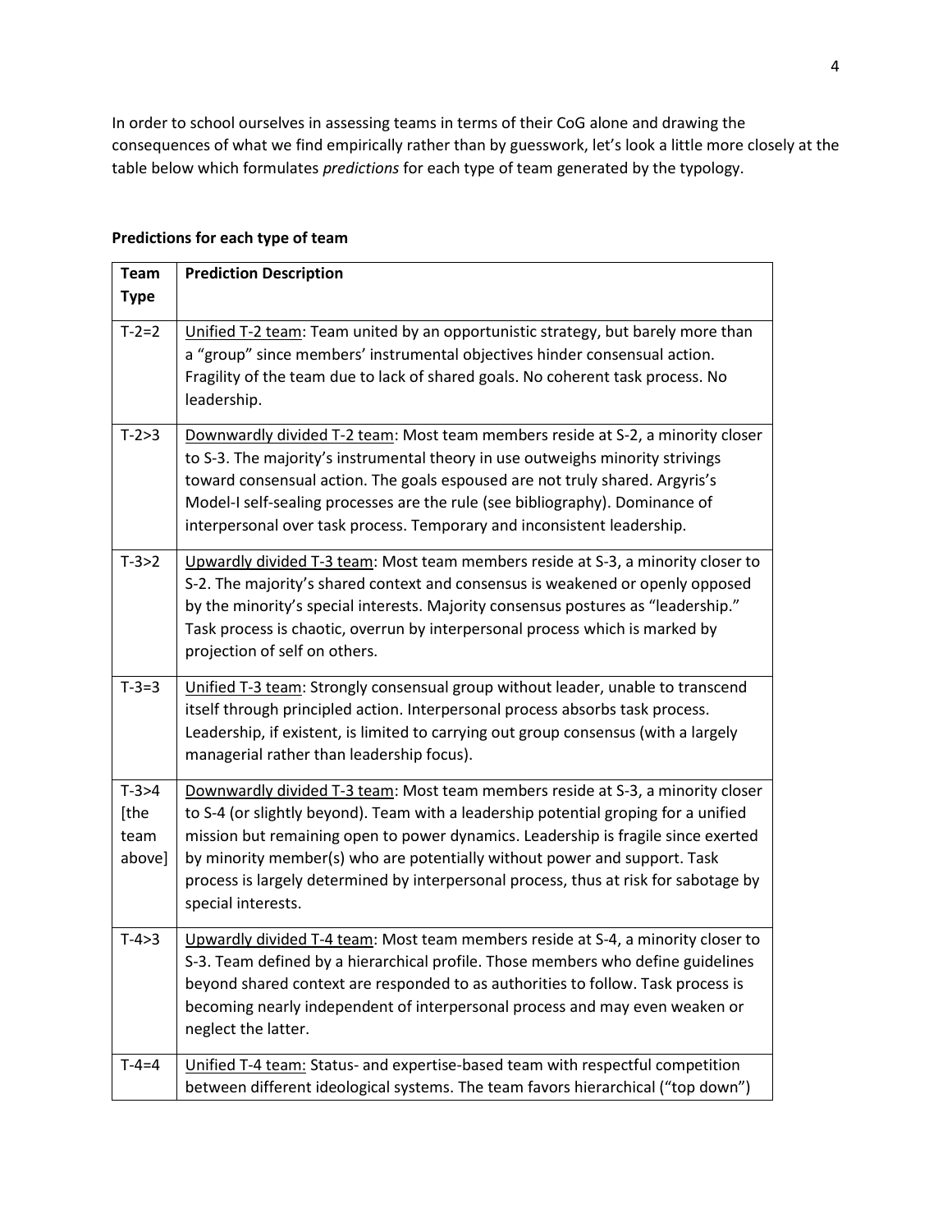In order to school ourselves in assessing teams in terms of their CoG alone and drawing the consequences of what we find empirically rather than by guesswork, let's look a little more closely at the table below which formulates *predictions* for each type of team generated by the typology.

**Predictions for each type of team**

| Team Type | Prediction Description |
|---|---|
| T-2=2 | Unified T-2 team: Team united by an opportunistic strategy, but barely more than a "group" since members' instrumental objectives hinder consensual action. Fragility of the team due to lack of shared goals. No coherent task process. No leadership. |
| T-2>3 | Downwardly divided T-2 team: Most team members reside at S-2, a minority closer to S-3. The majority's instrumental theory in use outweighs minority strivings toward consensual action. The goals espoused are not truly shared. Argyris's Model-I self-sealing processes are the rule (see bibliography). Dominance of interpersonal over task process. Temporary and inconsistent leadership. |
| T-3>2 | Upwardly divided T-3 team: Most team members reside at S-3, a minority closer to S-2. The majority's shared context and consensus is weakened or openly opposed by the minority's special interests. Majority consensus postures as "leadership." Task process is chaotic, overrun by interpersonal process which is marked by projection of self on others. |
| T-3=3 | Unified T-3 team: Strongly consensual group without leader, unable to transcend itself through principled action. Interpersonal process absorbs task process. Leadership, if existent, is limited to carrying out group consensus (with a largely managerial rather than leadership focus). |
| T-3>4 [the team above] | Downwardly divided T-3 team: Most team members reside at S-3, a minority closer to S-4 (or slightly beyond). Team with a leadership potential groping for a unified mission but remaining open to power dynamics. Leadership is fragile since exerted by minority member(s) who are potentially without power and support. Task process is largely determined by interpersonal process, thus at risk for sabotage by special interests. |
| T-4>3 | Upwardly divided T-4 team: Most team members reside at S-4, a minority closer to S-3. Team defined by a hierarchical profile. Those members who define guidelines beyond shared context are responded to as authorities to follow. Task process is becoming nearly independent of interpersonal process and may even weaken or neglect the latter. |
| T-4=4 | Unified T-4 team: Status- and expertise-based team with respectful competition between different ideological systems. The team favors hierarchical ("top down") |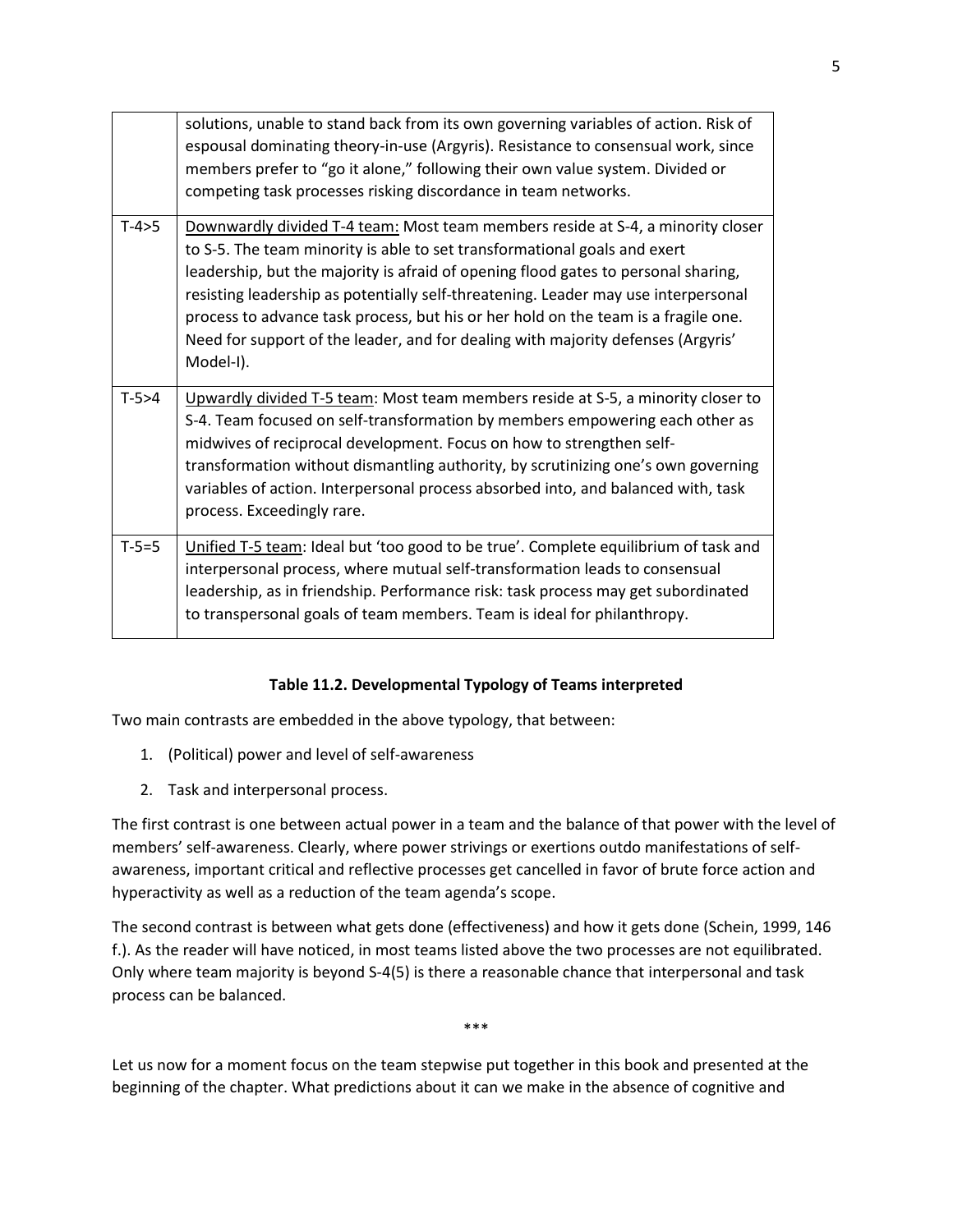| | |
|---|---|
| | solutions, unable to stand back from its own governing variables of action. Risk of espousal dominating theory-in-use (Argyris). Resistance to consensual work, since members prefer to "go it alone," following their own value system. Divided or competing task processes risking discordance in team networks. |
| T-4>5 | <u>Downwardly divided T-4 team:</u> Most team members reside at S-4, a minority closer to S-5. The team minority is able to set transformational goals and exert leadership, but the majority is afraid of opening flood gates to personal sharing, resisting leadership as potentially self-threatening. Leader may use interpersonal process to advance task process, but his or her hold on the team is a fragile one. Need for support of the leader, and for dealing with majority defenses (Argyris' Model-I). |
| T-5>4 | <u>Upwardly divided T-5 team</u>: Most team members reside at S-5, a minority closer to S-4. Team focused on self-transformation by members empowering each other as midwives of reciprocal development. Focus on how to strengthen self-transformation without dismantling authority, by scrutinizing one's own governing variables of action. Interpersonal process absorbed into, and balanced with, task process. Exceedingly rare. |
| T-5=5 | <u>Unified T-5 team</u>: Ideal but 'too good to be true'. Complete equilibrium of task and interpersonal process, where mutual self-transformation leads to consensual leadership, as in friendship. Performance risk: task process may get subordinated to transpersonal goals of team members. Team is ideal for philanthropy. |

**Table 11.2. Developmental Typology of Teams interpreted**

Two main contrasts are embedded in the above typology, that between:

1. (Political) power and level of self-awareness
2. Task and interpersonal process.

The first contrast is one between actual power in a team and the balance of that power with the level of members' self-awareness. Clearly, where power strivings or exertions outdo manifestations of self-awareness, important critical and reflective processes get cancelled in favor of brute force action and hyperactivity as well as a reduction of the team agenda's scope.

The second contrast is between what gets done (effectiveness) and how it gets done (Schein, 1999, 146 f.). As the reader will have noticed, in most teams listed above the two processes are not equilibrated. Only where team majority is beyond S-4(5) is there a reasonable chance that interpersonal and task process can be balanced.

***

Let us now for a moment focus on the team stepwise put together in this book and presented at the beginning of the chapter. What predictions about it can we make in the absence of cognitive and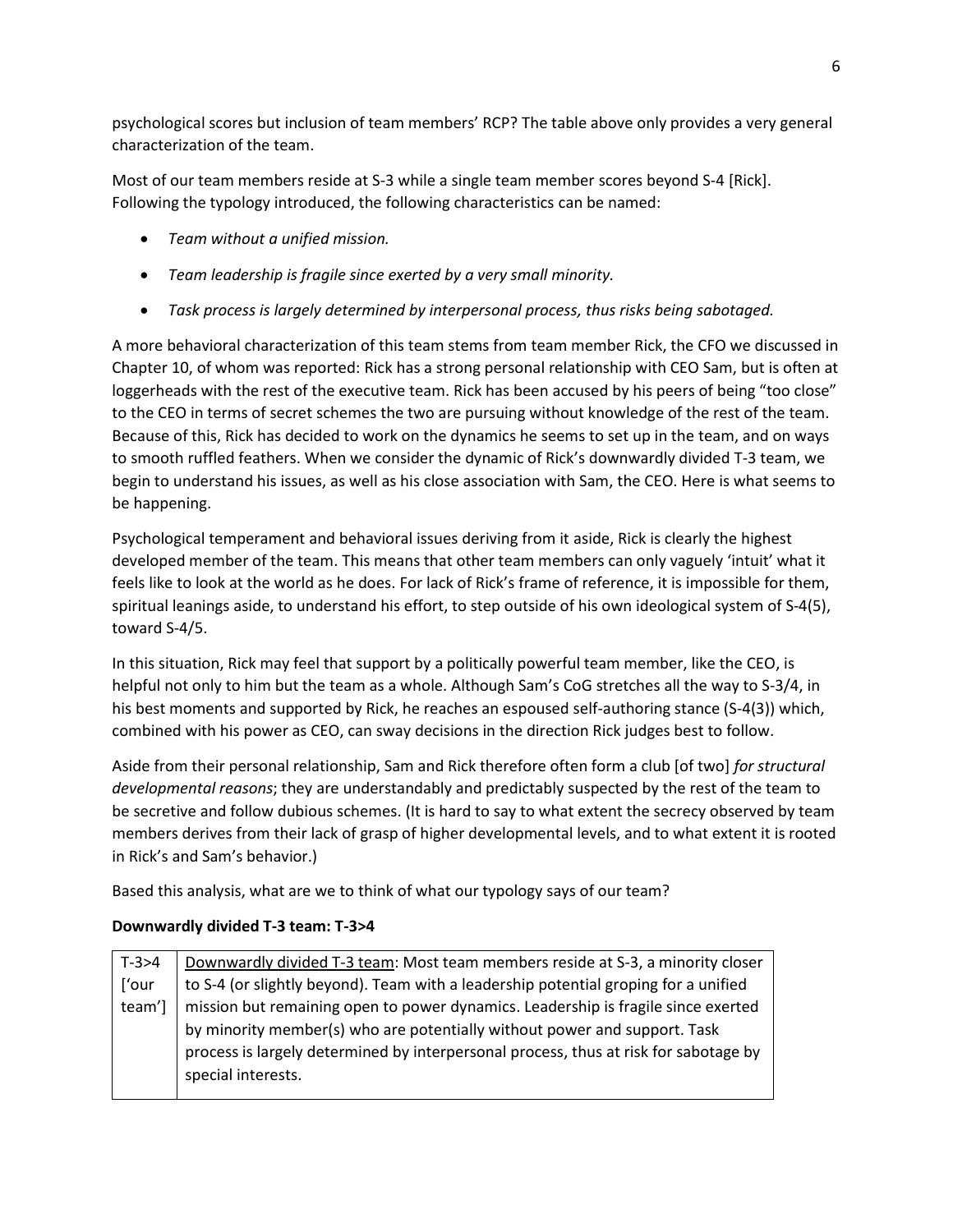psychological scores but inclusion of team members' RCP? The table above only provides a very general characterization of the team.

Most of our team members reside at S-3 while a single team member scores beyond S-4 [Rick]. Following the typology introduced, the following characteristics can be named:

- *Team without a unified mission.*
- *Team leadership is fragile since exerted by a very small minority.*
- *Task process is largely determined by interpersonal process, thus risks being sabotaged.*

A more behavioral characterization of this team stems from team member Rick, the CFO we discussed in Chapter 10, of whom was reported: Rick has a strong personal relationship with CEO Sam, but is often at loggerheads with the rest of the executive team. Rick has been accused by his peers of being "too close" to the CEO in terms of secret schemes the two are pursuing without knowledge of the rest of the team. Because of this, Rick has decided to work on the dynamics he seems to set up in the team, and on ways to smooth ruffled feathers. When we consider the dynamic of Rick's downwardly divided T-3 team, we begin to understand his issues, as well as his close association with Sam, the CEO. Here is what seems to be happening.

Psychological temperament and behavioral issues deriving from it aside, Rick is clearly the highest developed member of the team. This means that other team members can only vaguely 'intuit' what it feels like to look at the world as he does. For lack of Rick's frame of reference, it is impossible for them, spiritual leanings aside, to understand his effort, to step outside of his own ideological system of S-4(5), toward S-4/5.

In this situation, Rick may feel that support by a politically powerful team member, like the CEO, is helpful not only to him but the team as a whole. Although Sam's CoG stretches all the way to S-3/4, in his best moments and supported by Rick, he reaches an espoused self-authoring stance (S-4(3)) which, combined with his power as CEO, can sway decisions in the direction Rick judges best to follow.

Aside from their personal relationship, Sam and Rick therefore often form a club [of two] *for structural developmental reasons*; they are understandably and predictably suspected by the rest of the team to be secretive and follow dubious schemes. (It is hard to say to what extent the secrecy observed by team members derives from their lack of grasp of higher developmental levels, and to what extent it is rooted in Rick's and Sam's behavior.)

Based this analysis, what are we to think of what our typology says of our team?

**Downwardly divided T-3 team: T-3>4**

| | |
|---|---|
| T-3>4 ['our team'] | <u>Downwardly divided T-3 team</u>: Most team members reside at S-3, a minority closer to S-4 (or slightly beyond). Team with a leadership potential groping for a unified mission but remaining open to power dynamics. Leadership is fragile since exerted by minority member(s) who are potentially without power and support. Task process is largely determined by interpersonal process, thus at risk for sabotage by special interests. |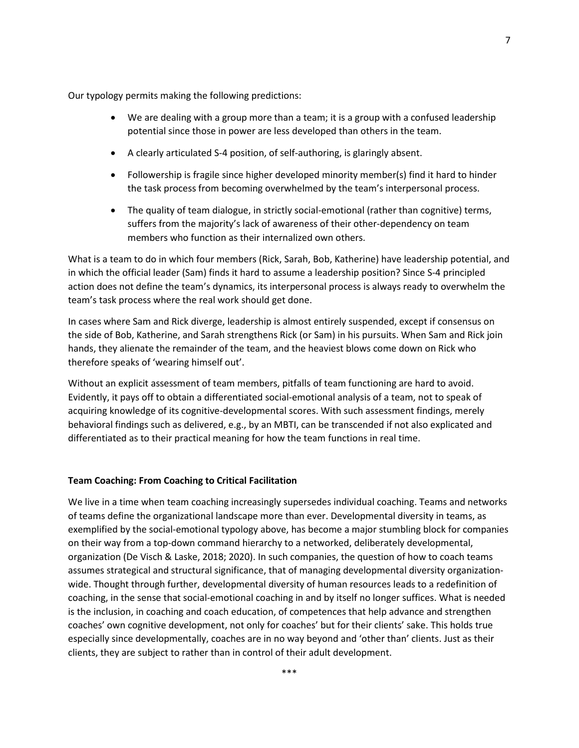Our typology permits making the following predictions:

- We are dealing with a group more than a team; it is a group with a confused leadership potential since those in power are less developed than others in the team.
- A clearly articulated S-4 position, of self-authoring, is glaringly absent.
- Followership is fragile since higher developed minority member(s) find it hard to hinder the task process from becoming overwhelmed by the team's interpersonal process.
- The quality of team dialogue, in strictly social-emotional (rather than cognitive) terms, suffers from the majority's lack of awareness of their other-dependency on team members who function as their internalized own others.

What is a team to do in which four members (Rick, Sarah, Bob, Katherine) have leadership potential, and in which the official leader (Sam) finds it hard to assume a leadership position? Since S-4 principled action does not define the team's dynamics, its interpersonal process is always ready to overwhelm the team's task process where the real work should get done.

In cases where Sam and Rick diverge, leadership is almost entirely suspended, except if consensus on the side of Bob, Katherine, and Sarah strengthens Rick (or Sam) in his pursuits. When Sam and Rick join hands, they alienate the remainder of the team, and the heaviest blows come down on Rick who therefore speaks of 'wearing himself out'.

Without an explicit assessment of team members, pitfalls of team functioning are hard to avoid. Evidently, it pays off to obtain a differentiated social-emotional analysis of a team, not to speak of acquiring knowledge of its cognitive-developmental scores. With such assessment findings, merely behavioral findings such as delivered, e.g., by an MBTI, can be transcended if not also explicated and differentiated as to their practical meaning for how the team functions in real time.

**Team Coaching: From Coaching to Critical Facilitation**

We live in a time when team coaching increasingly supersedes individual coaching. Teams and networks of teams define the organizational landscape more than ever. Developmental diversity in teams, as exemplified by the social-emotional typology above, has become a major stumbling block for companies on their way from a top-down command hierarchy to a networked, deliberately developmental, organization (De Visch & Laske, 2018; 2020). In such companies, the question of how to coach teams assumes strategical and structural significance, that of managing developmental diversity organization-wide. Thought through further, developmental diversity of human resources leads to a redefinition of coaching, in the sense that social-emotional coaching in and by itself no longer suffices. What is needed is the inclusion, in coaching and coach education, of competences that help advance and strengthen coaches' own cognitive development, not only for coaches' but for their clients' sake. This holds true especially since developmentally, coaches are in no way beyond and 'other than' clients. Just as their clients, they are subject to rather than in control of their adult development.

\*\*\*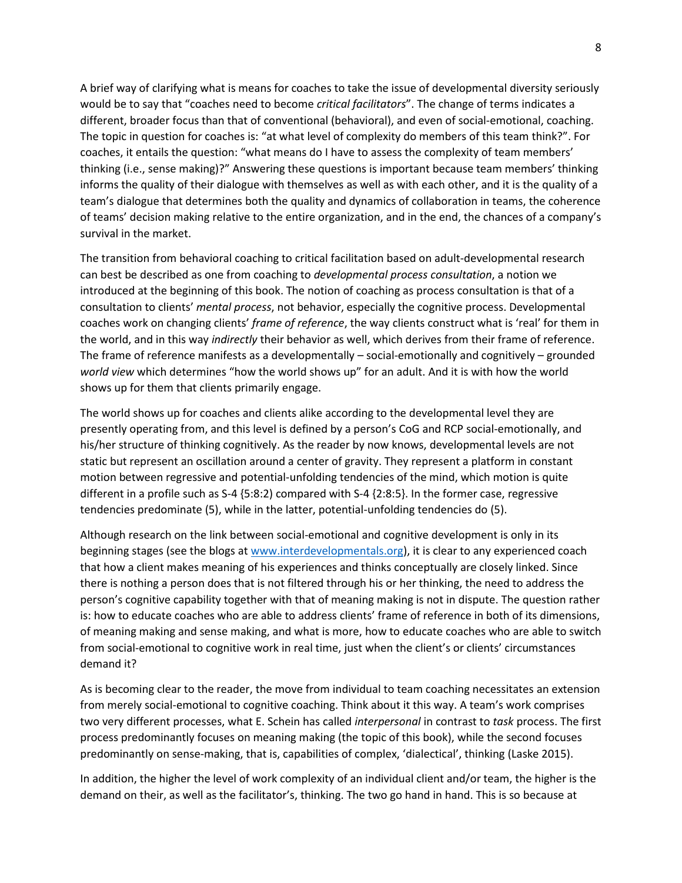A brief way of clarifying what is means for coaches to take the issue of developmental diversity seriously would be to say that "coaches need to become *critical facilitators*". The change of terms indicates a different, broader focus than that of conventional (behavioral), and even of social-emotional, coaching. The topic in question for coaches is: "at what level of complexity do members of this team think?". For coaches, it entails the question: "what means do I have to assess the complexity of team members' thinking (i.e., sense making)?" Answering these questions is important because team members' thinking informs the quality of their dialogue with themselves as well as with each other, and it is the quality of a team's dialogue that determines both the quality and dynamics of collaboration in teams, the coherence of teams' decision making relative to the entire organization, and in the end, the chances of a company's survival in the market.

The transition from behavioral coaching to critical facilitation based on adult-developmental research can best be described as one from coaching to *developmental process consultation*, a notion we introduced at the beginning of this book. The notion of coaching as process consultation is that of a consultation to clients' *mental process*, not behavior, especially the cognitive process. Developmental coaches work on changing clients' *frame of reference*, the way clients construct what is 'real' for them in the world, and in this way *indirectly* their behavior as well, which derives from their frame of reference. The frame of reference manifests as a developmentally – social-emotionally and cognitively – grounded *world view* which determines "how the world shows up" for an adult. And it is with how the world shows up for them that clients primarily engage.

The world shows up for coaches and clients alike according to the developmental level they are presently operating from, and this level is defined by a person's CoG and RCP social-emotionally, and his/her structure of thinking cognitively. As the reader by now knows, developmental levels are not static but represent an oscillation around a center of gravity. They represent a platform in constant motion between regressive and potential-unfolding tendencies of the mind, which motion is quite different in a profile such as S-4 {5:8:2} compared with S-4 {2:8:5}. In the former case, regressive tendencies predominate (5), while in the latter, potential-unfolding tendencies do (5).

Although research on the link between social-emotional and cognitive development is only in its beginning stages (see the blogs at [www.interdevelopmentals.org](www.interdevelopmentals.org)), it is clear to any experienced coach that how a client makes meaning of his experiences and thinks conceptually are closely linked. Since there is nothing a person does that is not filtered through his or her thinking, the need to address the person's cognitive capability together with that of meaning making is not in dispute. The question rather is: how to educate coaches who are able to address clients' frame of reference in both of its dimensions, of meaning making and sense making, and what is more, how to educate coaches who are able to switch from social-emotional to cognitive work in real time, just when the client's or clients' circumstances demand it?

As is becoming clear to the reader, the move from individual to team coaching necessitates an extension from merely social-emotional to cognitive coaching. Think about it this way. A team's work comprises two very different processes, what E. Schein has called *interpersonal* in contrast to *task* process. The first process predominantly focuses on meaning making (the topic of this book), while the second focuses predominantly on sense-making, that is, capabilities of complex, 'dialectical', thinking (Laske 2015).

In addition, the higher the level of work complexity of an individual client and/or team, the higher is the demand on their, as well as the facilitator's, thinking. The two go hand in hand. This is so because at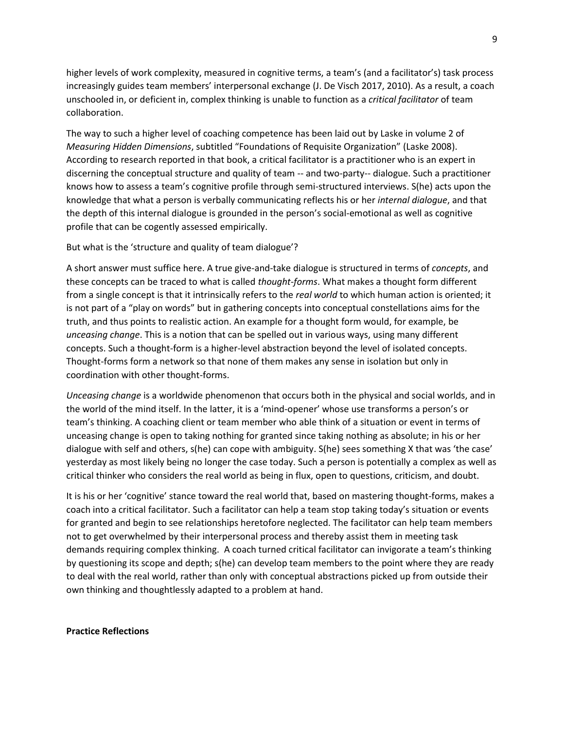higher levels of work complexity, measured in cognitive terms, a team's (and a facilitator's) task process increasingly guides team members' interpersonal exchange (J. De Visch 2017, 2010). As a result, a coach unschooled in, or deficient in, complex thinking is unable to function as a *critical facilitator* of team collaboration.

The way to such a higher level of coaching competence has been laid out by Laske in volume 2 of *Measuring Hidden Dimensions*, subtitled "Foundations of Requisite Organization" (Laske 2008). According to research reported in that book, a critical facilitator is a practitioner who is an expert in discerning the conceptual structure and quality of team -- and two-party-- dialogue. Such a practitioner knows how to assess a team's cognitive profile through semi-structured interviews. S(he) acts upon the knowledge that what a person is verbally communicating reflects his or her *internal dialogue*, and that the depth of this internal dialogue is grounded in the person's social-emotional as well as cognitive profile that can be cogently assessed empirically.

But what is the 'structure and quality of team dialogue'?

A short answer must suffice here. A true give-and-take dialogue is structured in terms of *concepts*, and these concepts can be traced to what is called *thought-forms*. What makes a thought form different from a single concept is that it intrinsically refers to the *real world* to which human action is oriented; it is not part of a "play on words" but in gathering concepts into conceptual constellations aims for the truth, and thus points to realistic action. An example for a thought form would, for example, be *unceasing change*. This is a notion that can be spelled out in various ways, using many different concepts. Such a thought-form is a higher-level abstraction beyond the level of isolated concepts. Thought-forms form a network so that none of them makes any sense in isolation but only in coordination with other thought-forms.

*Unceasing change* is a worldwide phenomenon that occurs both in the physical and social worlds, and in the world of the mind itself. In the latter, it is a 'mind-opener' whose use transforms a person's or team's thinking. A coaching client or team member who able think of a situation or event in terms of unceasing change is open to taking nothing for granted since taking nothing as absolute; in his or her dialogue with self and others, s(he) can cope with ambiguity. S(he) sees something X that was 'the case' yesterday as most likely being no longer the case today. Such a person is potentially a complex as well as critical thinker who considers the real world as being in flux, open to questions, criticism, and doubt.

It is his or her 'cognitive' stance toward the real world that, based on mastering thought-forms, makes a coach into a critical facilitator. Such a facilitator can help a team stop taking today's situation or events for granted and begin to see relationships heretofore neglected. The facilitator can help team members not to get overwhelmed by their interpersonal process and thereby assist them in meeting task demands requiring complex thinking. A coach turned critical facilitator can invigorate a team's thinking by questioning its scope and depth; s(he) can develop team members to the point where they are ready to deal with the real world, rather than only with conceptual abstractions picked up from outside their own thinking and thoughtlessly adapted to a problem at hand.

**Practice Reflections**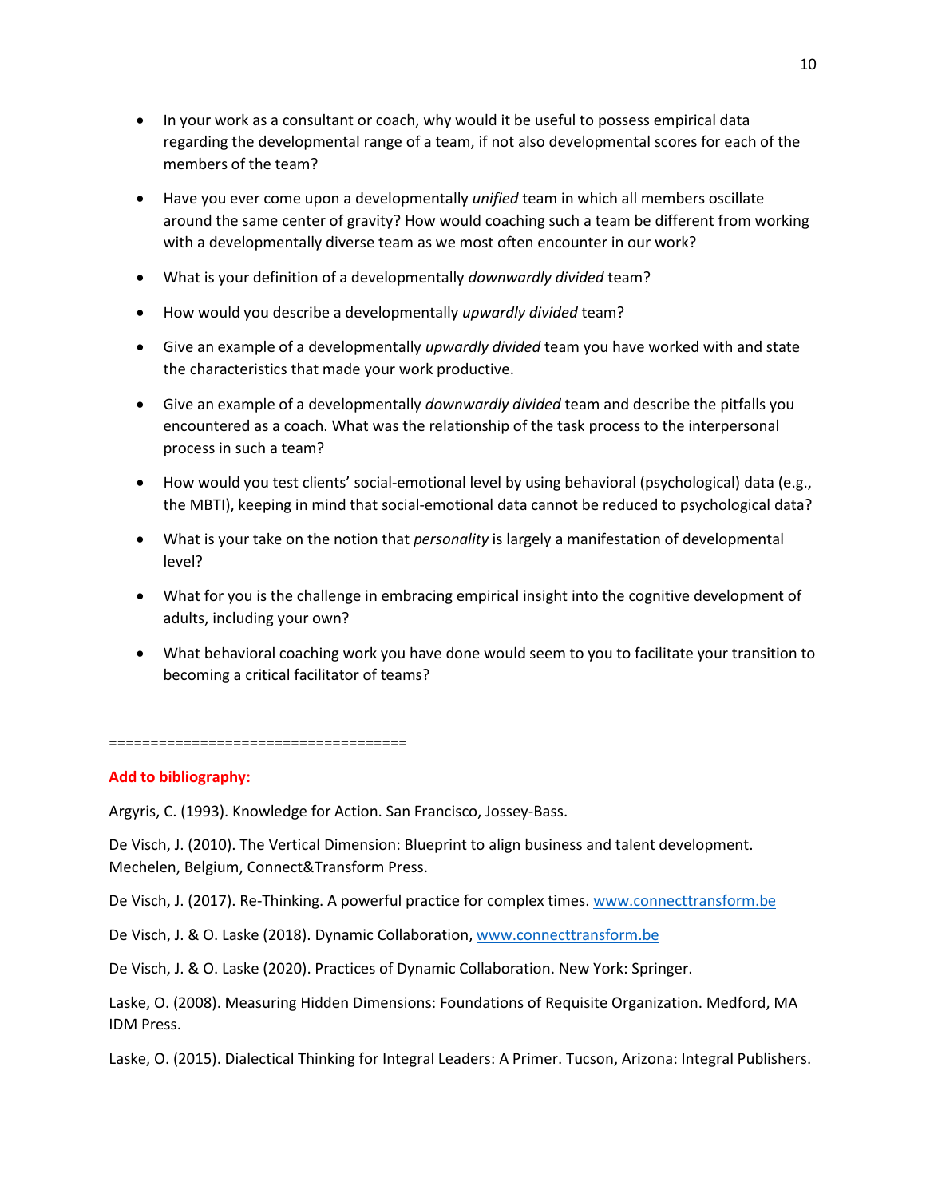- In your work as a consultant or coach, why would it be useful to possess empirical data regarding the developmental range of a team, if not also developmental scores for each of the members of the team?

- Have you ever come upon a developmentally *unified* team in which all members oscillate around the same center of gravity? How would coaching such a team be different from working with a developmentally diverse team as we most often encounter in our work?

- What is your definition of a developmentally *downwardly divided* team?

- How would you describe a developmentally *upwardly divided* team?

- Give an example of a developmentally *upwardly divided* team you have worked with and state the characteristics that made your work productive.

- Give an example of a developmentally *downwardly divided* team and describe the pitfalls you encountered as a coach. What was the relationship of the task process to the interpersonal process in such a team?

- How would you test clients' social-emotional level by using behavioral (psychological) data (e.g., the MBTI), keeping in mind that social-emotional data cannot be reduced to psychological data?

- What is your take on the notion that *personality* is largely a manifestation of developmental level?

- What for you is the challenge in embracing empirical insight into the cognitive development of adults, including your own?

- What behavioral coaching work you have done would seem to you to facilitate your transition to becoming a critical facilitator of teams?

===================================

**Add to bibliography:**

Argyris, C. (1993). Knowledge for Action. San Francisco, Jossey-Bass.

De Visch, J. (2010). The Vertical Dimension: Blueprint to align business and talent development. Mechelen, Belgium, Connect&Transform Press.

De Visch, J. (2017). Re-Thinking. A powerful practice for complex times. [www.connecttransform.be](www.connecttransform.be)

De Visch, J. & O. Laske (2018). Dynamic Collaboration, [www.connecttransform.be](www.connecttransform.be)

De Visch, J. & O. Laske (2020). Practices of Dynamic Collaboration. New York: Springer.

Laske, O. (2008). Measuring Hidden Dimensions: Foundations of Requisite Organization. Medford, MA IDM Press.

Laske, O. (2015). Dialectical Thinking for Integral Leaders: A Primer. Tucson, Arizona: Integral Publishers.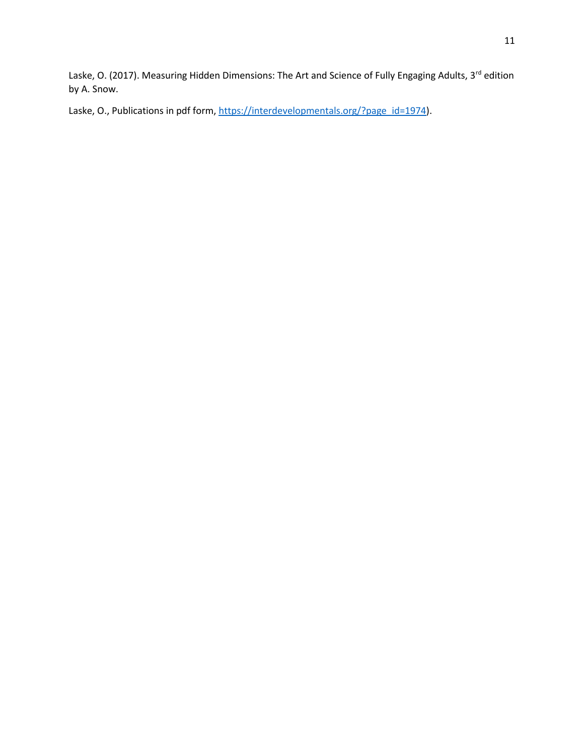Laske, O. (2017). Measuring Hidden Dimensions: The Art and Science of Fully Engaging Adults, 3rd edition by A. Snow.

Laske, O., Publications in pdf form, [https://interdevelopmentals.org/?page_id=1974](https://interdevelopmentals.org/?page_id=1974)).